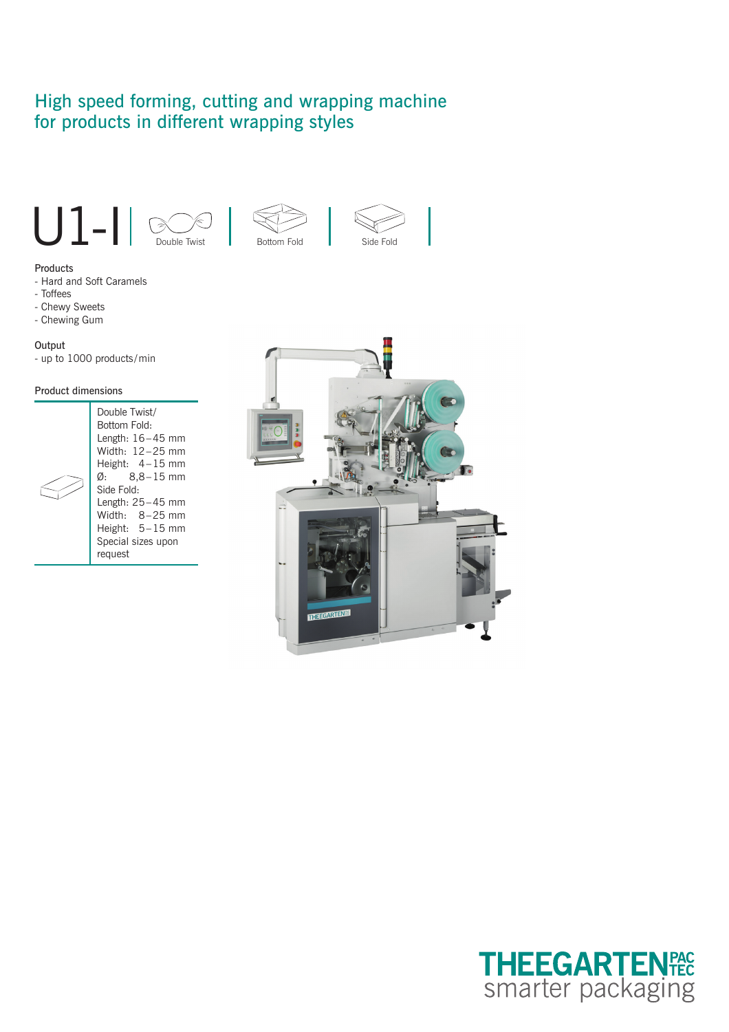## High speed forming, cutting and wrapping machine for products in different wrapping styles

# U1-I

Double Twist | Bottom Fold | Side Fold

**Products**
- Hard and Soft Caramels
- Toffees
- Chewy Sweets
- Chewing Gum

**Output**
- up to 1000 products/min

**Product dimensions**

| | |
|---|---|
| | Double Twist/<br>Bottom Fold:<br>Length: 16 – 45 mm<br>Width: 12 – 25 mm<br>Height: 4 – 15 mm<br>Ø: 8,8 – 15 mm<br>Side Fold:<br>Length: 25 – 45 mm<br>Width: 8 – 25 mm<br>Height: 5 – 15 mm<br>Special sizes upon request |

THEEGARTEN PACTEC
smarter packaging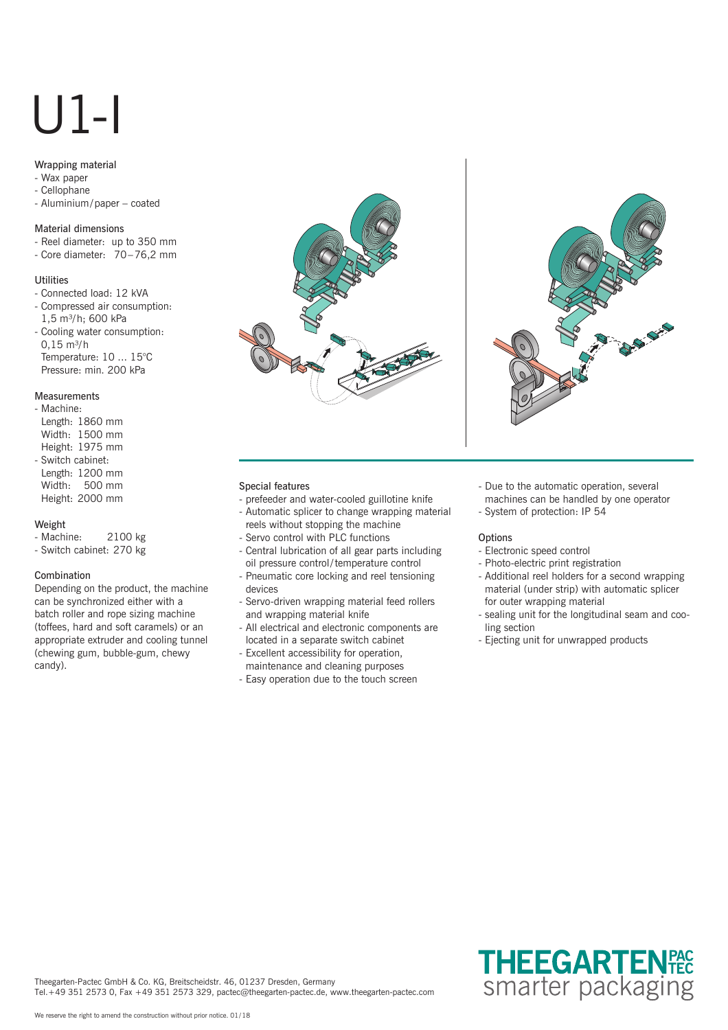# U1-I

### Wrapping material
- Wax paper
- Cellophane
- Aluminium/paper – coated

### Material dimensions
- Reel diameter: up to 350 mm
- Core diameter: 70 – 76,2 mm

### Utilities
- Connected load: 12 kVA
- Compressed air consumption: 1,5 $m^3/h$; 600 kPa
- Cooling water consumption: 0,15 $m^3/h$
  Temperature: 10 ... 15°C
  Pressure: min. 200 kPa

### Measurements
- Machine:
  Length: 1860 mm
  Width: 1500 mm
  Height: 1975 mm
- Switch cabinet:
  Length: 1200 mm
  Width: 500 mm
  Height: 2000 mm

### Weight
- Machine: 2100 kg
- Switch cabinet: 270 kg

### Combination
Depending on the product, the machine can be synchronized either with a batch roller and rope sizing machine (toffees, hard and soft caramels) or an appropriate extruder and cooling tunnel (chewing gum, bubble-gum, chewy candy).

### Special features
- prefeeder and water-cooled guillotine knife
- Automatic splicer to change wrapping material reels without stopping the machine
- Servo control with PLC functions
- Central lubrication of all gear parts including oil pressure control/temperature control
- Pneumatic core locking and reel tensioning devices
- Servo-driven wrapping material feed rollers and wrapping material knife
- All electrical and electronic components are located in a separate switch cabinet
- Excellent accessibility for operation, maintenance and cleaning purposes
- Easy operation due to the touch screen
- Due to the automatic operation, several machines can be handled by one operator
- System of protection: IP 54

### Options
- Electronic speed control
- Photo-electric print registration
- Additional reel holders for a second wrapping material (under strip) with automatic splicer for outer wrapping material
- sealing unit for the longitudinal seam and cooling section
- Ejecting unit for unwrapped products

Theegarten-Pactec GmbH & Co. KG, Breitscheidstr. 46, 01237 Dresden, Germany
Tel.+49 351 2573 0, Fax +49 351 2573 329, pactec@theegarten-pactec.de, www.theegarten-pactec.com

THEEGARTEN PACTEC smarter packaging

We reserve the right to amend the construction without prior notice. 01/18